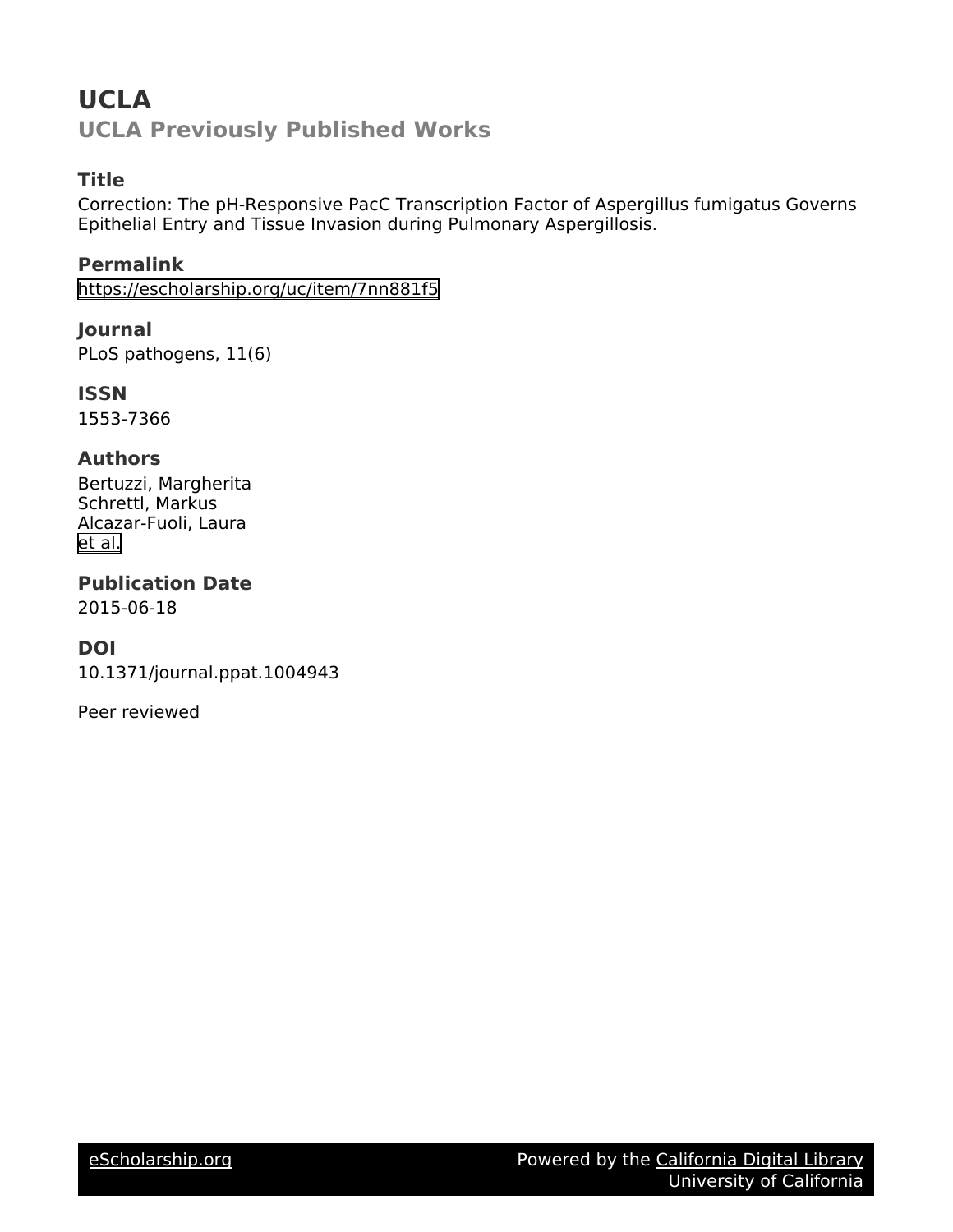# UCLA

## UCLA Previously Published Works

### Title

Correction: The pH-Responsive PacC Transcription Factor of Aspergillus fumigatus Governs Epithelial Entry and Tissue Invasion during Pulmonary Aspergillosis.

### Permalink

https://escholarship.org/uc/item/7nn881f5

### Journal

PLoS pathogens, 11(6)

### ISSN

1553-7366

### Authors

Bertuzzi, Margherita
Schrettl, Markus
Alcazar-Fuoli, Laura
et al.

### Publication Date

2015-06-18

### DOI

10.1371/journal.ppat.1004943

Peer reviewed

eScholarship.org Powered by the California Digital Library University of California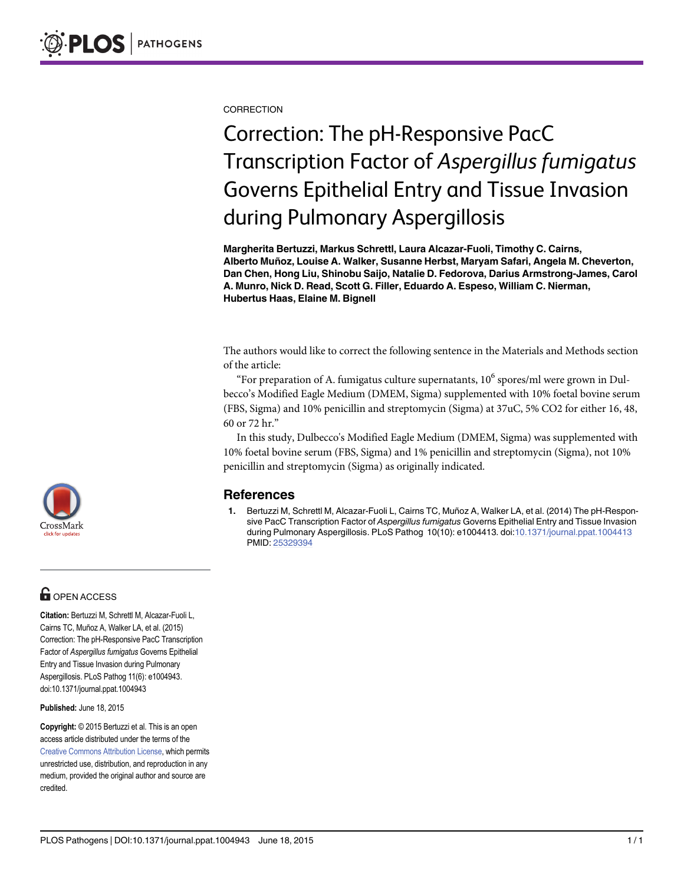CORRECTION

# Correction: The pH-Responsive PacC Transcription Factor of *Aspergillus fumigatus* Governs Epithelial Entry and Tissue Invasion during Pulmonary Aspergillosis

**Margherita Bertuzzi, Markus Schrettl, Laura Alcazar-Fuoli, Timothy C. Cairns, Alberto Muñoz, Louise A. Walker, Susanne Herbst, Maryam Safari, Angela M. Cheverton, Dan Chen, Hong Liu, Shinobu Saijo, Natalie D. Fedorova, Darius Armstrong-James, Carol A. Munro, Nick D. Read, Scott G. Filler, Eduardo A. Espeso, William C. Nierman, Hubertus Haas, Elaine M. Bignell**

OPEN ACCESS

**Citation:** Bertuzzi M, Schrettl M, Alcazar-Fuoli L, Cairns TC, Muñoz A, Walker LA, et al. (2015) Correction: The pH-Responsive PacC Transcription Factor of *Aspergillus fumigatus* Governs Epithelial Entry and Tissue Invasion during Pulmonary Aspergillosis. PLoS Pathog 11(6): e1004943. doi:10.1371/journal.ppat.1004943

**Published:** June 18, 2015

**Copyright:** © 2015 Bertuzzi et al. This is an open access article distributed under the terms of the Creative Commons Attribution License, which permits unrestricted use, distribution, and reproduction in any medium, provided the original author and source are credited.

The authors would like to correct the following sentence in the Materials and Methods section of the article:

"For preparation of A. fumigatus culture supernatants, $10^6$ spores/ml were grown in Dulbecco's Modified Eagle Medium (DMEM, Sigma) supplemented with 10% foetal bovine serum (FBS, Sigma) and 10% penicillin and streptomycin (Sigma) at 37uC, 5% CO2 for either 16, 48, 60 or 72 hr."

In this study, Dulbecco's Modified Eagle Medium (DMEM, Sigma) was supplemented with 10% foetal bovine serum (FBS, Sigma) and 1% penicillin and streptomycin (Sigma), not 10% penicillin and streptomycin (Sigma) as originally indicated.

## References

1. Bertuzzi M, Schrettl M, Alcazar-Fuoli L, Cairns TC, Muñoz A, Walker LA, et al. (2014) The pH-Responsive PacC Transcription Factor of *Aspergillus fumigatus* Governs Epithelial Entry and Tissue Invasion during Pulmonary Aspergillosis. PLoS Pathog 10(10): e1004413. doi:10.1371/journal.ppat.1004413 PMID: 25329394